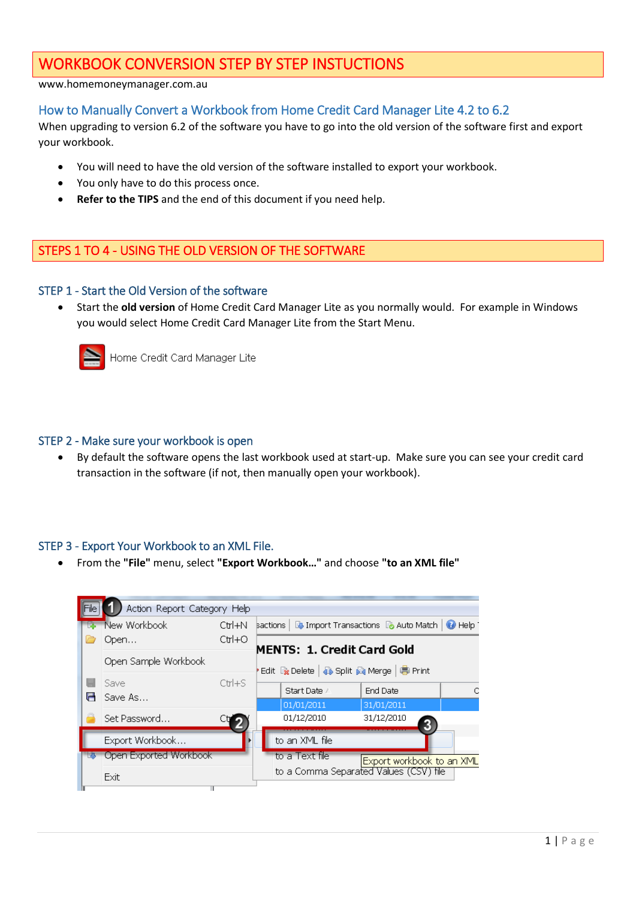# WORKBOOK CONVERSION STEP BY STEP INSTUCTIONS

www.homemoneymanager.com.au

## How to Manually Convert a Workbook from Home Credit Card Manager Lite 4.2 to 6.2

When upgrading to version 6.2 of the software you have to go into the old version of the software first and export your workbook.

- You will need to have the old version of the software installed to export your workbook.
- You only have to do this process once.
- **Refer to the TIPS** and the end of this document if you need help.

# STEPS 1 TO 4 - USING THE OLD VERSION OF THE SOFTWARE

### STEP 1 - Start the Old Version of the software

- Start the **old version** of Home Credit Card Manager Lite as you normally would. For example in Windows you would select Home Credit Card Manager Lite from the Start Menu.

Home Credit Card Manager Lite

### STEP 2 - Make sure your workbook is open

- By default the software opens the last workbook used at start-up. Make sure you can see your credit card transaction in the software (if not, then manually open your workbook).

### STEP 3 - Export Your Workbook to an XML File.

- From the **"File"** menu, select **"Export Workbook…"** and choose **"to an XML file"**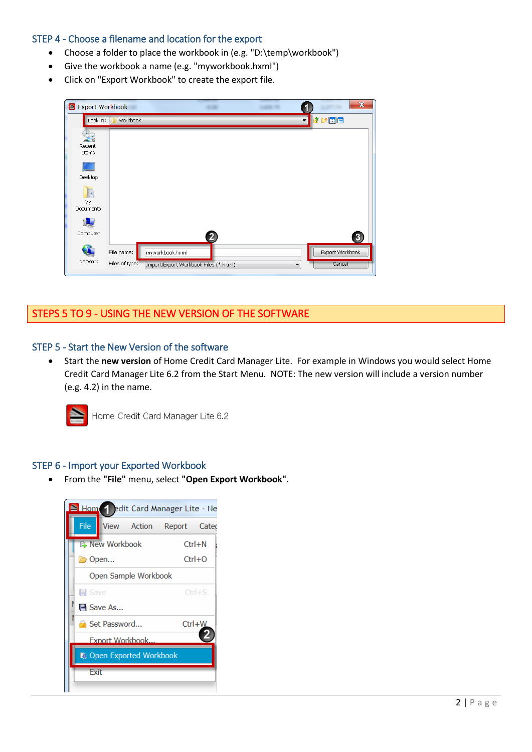## STEP 4 - Choose a filename and location for the export

- Choose a folder to place the workbook in (e.g. "D:\temp\workbook")
- Give the workbook a name (e.g. "myworkbook.hxml")
- Click on "Export Workbook" to create the export file.

# STEPS 5 TO 9 - USING THE NEW VERSION OF THE SOFTWARE

## STEP 5 - Start the New Version of the software

- Start the **new version** of Home Credit Card Manager Lite. For example in Windows you would select Home Credit Card Manager Lite 6.2 from the Start Menu. NOTE: The new version will include a version number (e.g. 4.2) in the name.

## STEP 6 - Import your Exported Workbook

- From the **"File"** menu, select **"Open Export Workbook"**.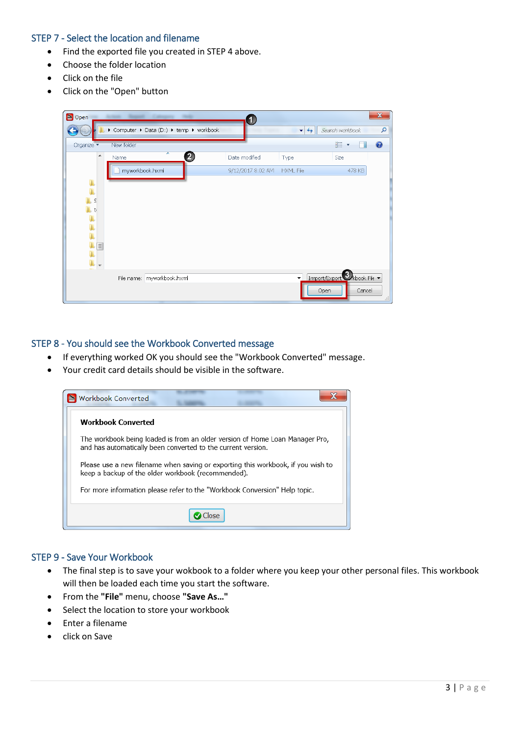## STEP 7 - Select the location and filename

- Find the exported file you created in STEP 4 above.
- Choose the folder location
- Click on the file
- Click on the "Open" button

## STEP 8 - You should see the Workbook Converted message

- If everything worked OK you should see the "Workbook Converted" message.
- Your credit card details should be visible in the software.

## STEP 9 - Save Your Workbook

- The final step is to save your wokbook to a folder where you keep your other personal files. This workbook will then be loaded each time you start the software.
- From the **"File"** menu, choose **"Save As…"**
- Select the location to store your workbook
- Enter a filename
- click on Save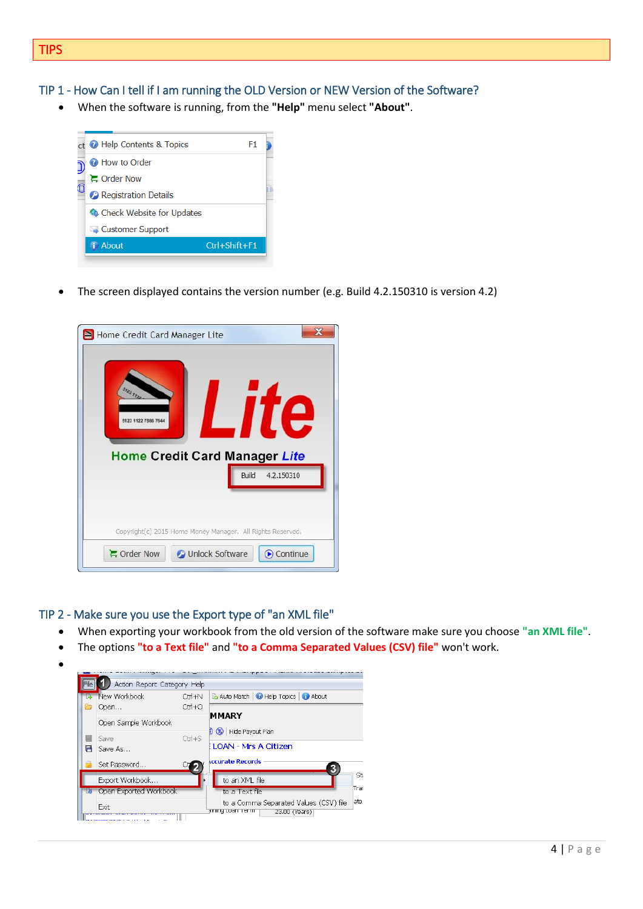# TIPS

## TIP 1 - How Can I tell if I am running the OLD Version or NEW Version of the Software?

- When the software is running, from the **"Help"** menu select **"About"**.

- The screen displayed contains the version number (e.g. Build 4.2.150310 is version 4.2)

## TIP 2 - Make sure you use the Export type of "an XML file"

- When exporting your workbook from the old version of the software make sure you choose **"an XML file"**.
- The options **"to a Text file"** and **"to a Comma Separated Values (CSV) file"** won't work.
-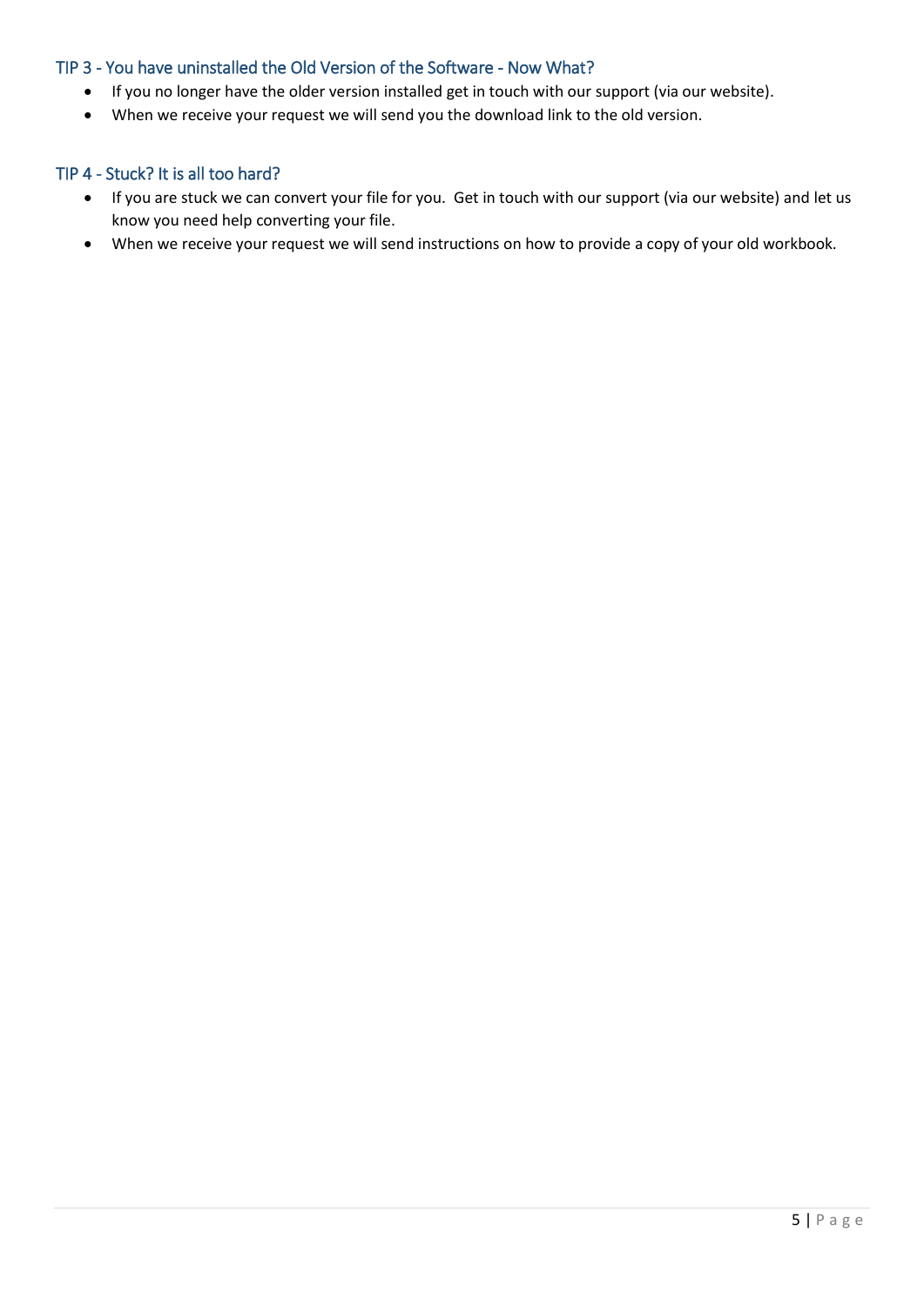## TIP 3 - You have uninstalled the Old Version of the Software - Now What?

- If you no longer have the older version installed get in touch with our support (via our website).
- When we receive your request we will send you the download link to the old version.

## TIP 4 - Stuck? It is all too hard?

- If you are stuck we can convert your file for you. Get in touch with our support (via our website) and let us know you need help converting your file.
- When we receive your request we will send instructions on how to provide a copy of your old workbook.